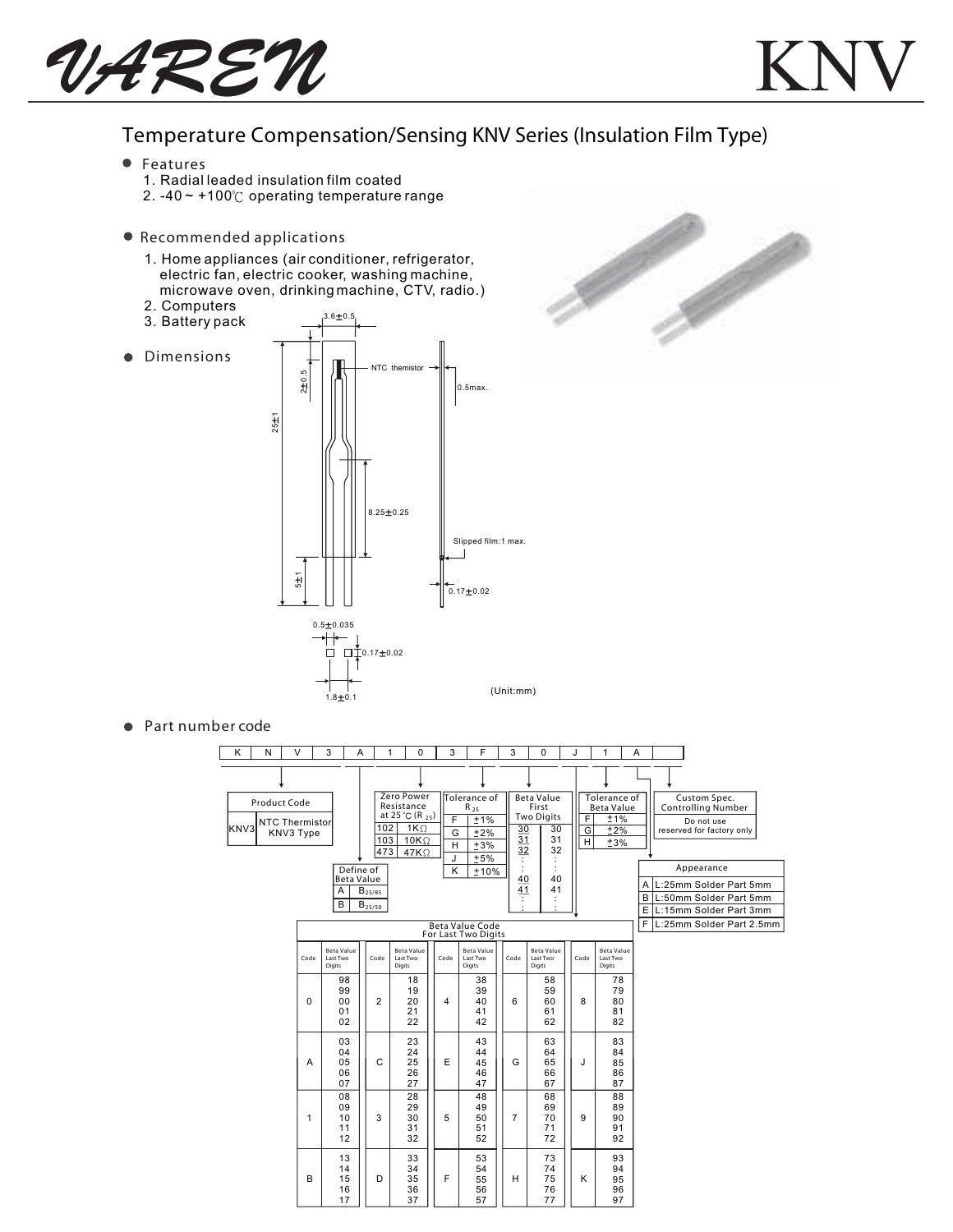# VAREN KNV

## Temperature Compensation/Sensing KNV Series (Insulation Film Type)

### Features

1. Radial leaded insulation film coated
2. -40 ~ +100℃ operating temperature range

### Recommended applications

1. Home appliances (air conditioner, refrigerator, electric fan, electric cooker, washing machine, microwave oven, drinking machine, CTV, radio.)
2. Computers
3. Battery pack

### Dimensions

3.6±0.5
2±0.5
NTC thermistor
0.5max.
25±1
8.25±0.25
Slipped film:1 max.
5±1
0.17±0.02
0.5±0.035
0.17±0.02
1.8±0.1

(Unit:mm)

### Part number code

| K | N | V | 3 | A | 1 | 0 | 3 | F | 3 | 0 | J | 1 | A | |
|---|---|---|---|---|---|---|---|---|---|---|---|---|---|---|

**Product Code**

| Code | Description |
|---|---|
| KNV3 | NTC Thermistor KNV3 Type |

**Define of Beta Value**

| Code | Value |
|---|---|
| A | $B_{25/85}$ |
| B | $B_{25/50}$ |

**Zero Power Resistance at 25℃ ($R_{25}$)**

| Code | Value |
|---|---|
| 102 | 1KΩ |
| 103 | 10KΩ |
| 473 | 47KΩ |

**Tolerance of $R_{25}$**

| Code | Tolerance |
|---|---|
| F | ±1% |
| G | ±2% |
| H | ±3% |
| J | ±5% |
| K | ±10% |

**Beta Value First Two Digits**

| Code | Value |
|---|---|
| 30 | 30 |
| 31 | 31 |
| 32 | 32 |
| : | : |
| 40 | 40 |
| 41 | 41 |
| : | : |

**Tolerance of Beta Value**

| Code | Tolerance |
|---|---|
| F | ±1% |
| G | ±2% |
| H | ±3% |

**Custom Spec. Controlling Number**

Do not use reserved for factory only

**Appearance**

| Code | Description |
|---|---|
| A | L:25mm Solder Part 5mm |
| B | L:50mm Solder Part 5mm |
| E | L:15mm Solder Part 3mm |
| F | L:25mm Solder Part 2.5mm |

**Beta Value Code For Last Two Digits**

| Code | Beta Value Last Two Digits | Code | Beta Value Last Two Digits | Code | Beta Value Last Two Digits | Code | Beta Value Last Two Digits | Code | Beta Value Last Two Digits |
|---|---|---|---|---|---|---|---|---|---|
| 0 | 98, 99, 00, 01, 02 | 2 | 18, 19, 20, 21, 22 | 4 | 38, 39, 40, 41, 42 | 6 | 58, 59, 60, 61, 62 | 8 | 78, 79, 80, 81, 82 |
| A | 03, 04, 05, 06, 07 | C | 23, 24, 25, 26, 27 | E | 43, 44, 45, 46, 47 | G | 63, 64, 65, 66, 67 | J | 83, 84, 85, 86, 87 |
| 1 | 08, 09, 10, 11, 12 | 3 | 28, 29, 30, 31, 32 | 5 | 48, 49, 50, 51, 52 | 7 | 68, 69, 70, 71, 72 | 9 | 88, 89, 90, 91, 92 |
| B | 13, 14, 15, 16, 17 | D | 33, 34, 35, 36, 37 | F | 53, 54, 55, 56, 57 | H | 73, 74, 75, 76, 77 | K | 93, 94, 95, 96, 97 |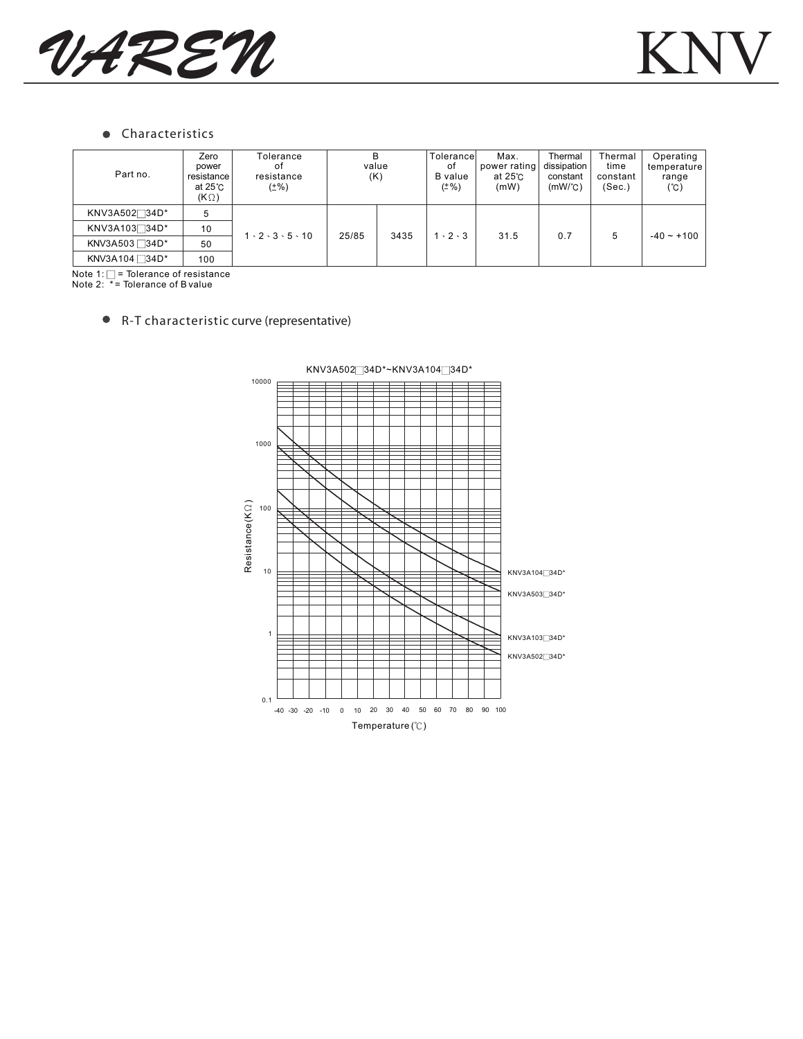## Characteristics

| Part no. | Zero power resistance at 25℃ (KΩ) | Tolerance of resistance (±%) | B value (K) | | Tolerance of B value (±%) | Max. power rating at 25℃ (mW) | Thermal dissipation constant (mW/℃) | Thermal time constant (Sec.) | Operating temperature range (℃) |
|---|---|---|---|---|---|---|---|---|---|
| KNV3A502□34D* | 5 | 1、2、3、5、10 | 25/85 | 3435 | 1、2、3 | 31.5 | 0.7 | 5 | -40 ~ +100 |
| KNV3A103□34D* | 10 | | | | | | | | |
| KNV3A503□34D* | 50 | | | | | | | | |
| KNV3A104□34D* | 100 | | | | | | | | |

Note 1: □ = Tolerance of resistance
Note 2: * = Tolerance of B value

## R-T characteristic curve (representative)

KNV3A502□34D*~KNV3A104□34D*

Resistance(KΩ): 0.1, 1, 10, 100, 1000, 10000

Temperature(℃): -40, -30, -20, -10, 0, 10, 20, 30, 40, 50, 60, 70, 80, 90, 100

KNV3A104□34D*
KNV3A503□34D*
KNV3A103□34D*
KNV3A502□34D*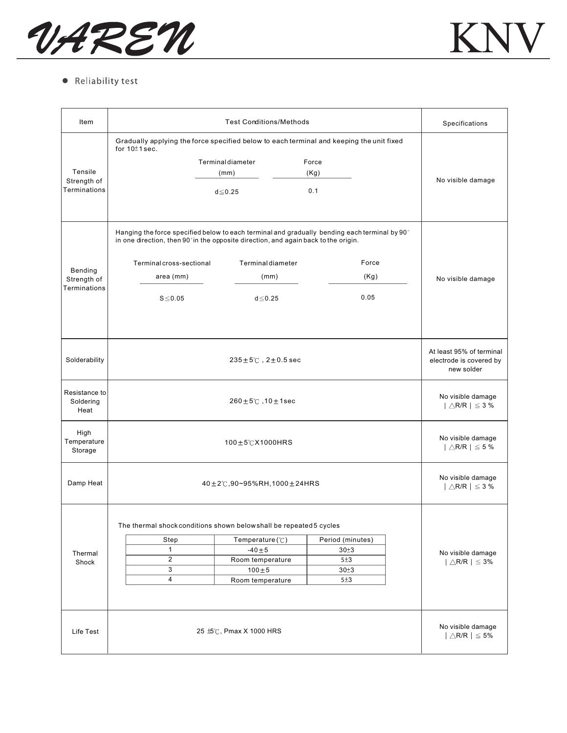- Reliability test

| Item | Test Conditions/Methods | Specifications |
|---|---|---|
| Tensile Strength of Terminations | Gradually applying the force specified below to each terminal and keeping the unit fixed for 10±1 sec.<br>Terminal diameter (mm): d≦0.25 — Force (Kg): 0.1 | No visible damage |
| Bending Strength of Terminations | Hanging the force specified below to each terminal and gradually bending each terminal by 90° in one direction, then 90° in the opposite direction, and again back to the origin.<br>Terminal cross-sectional area (mm): S≦0.05 — Terminal diameter (mm): d≦0.25 — Force (Kg): 0.05 | No visible damage |
| Solderability | 235±5℃ , 2±0.5 sec | At least 95% of terminal electrode is covered by new solder |
| Resistance to Soldering Heat | 260±5℃ ,10±1sec | No visible damage<br>\| △R/R \| ≦ 3 % |
| High Temperature Storage | 100±5℃X1000HRS | No visible damage<br>\| △R/R \| ≦ 5 % |
| Damp Heat | 40±2℃,90~95%RH,1000±24HRS | No visible damage<br>\| △R/R \| ≦ 3 % |
| Thermal Shock | The thermal shock conditions shown below shall be repeated 5 cycles<br>Step 1: -40±5 ℃, 30±3 minutes<br>Step 2: Room temperature, 5±3 minutes<br>Step 3: 100±5 ℃, 30±3 minutes<br>Step 4: Room temperature, 5±3 minutes | No visible damage<br>\| △R/R \| ≦ 3% |
| Life Test | 25 ±5℃, Pmax X 1000 HRS | No visible damage<br>\| △R/R \| ≦ 5% |